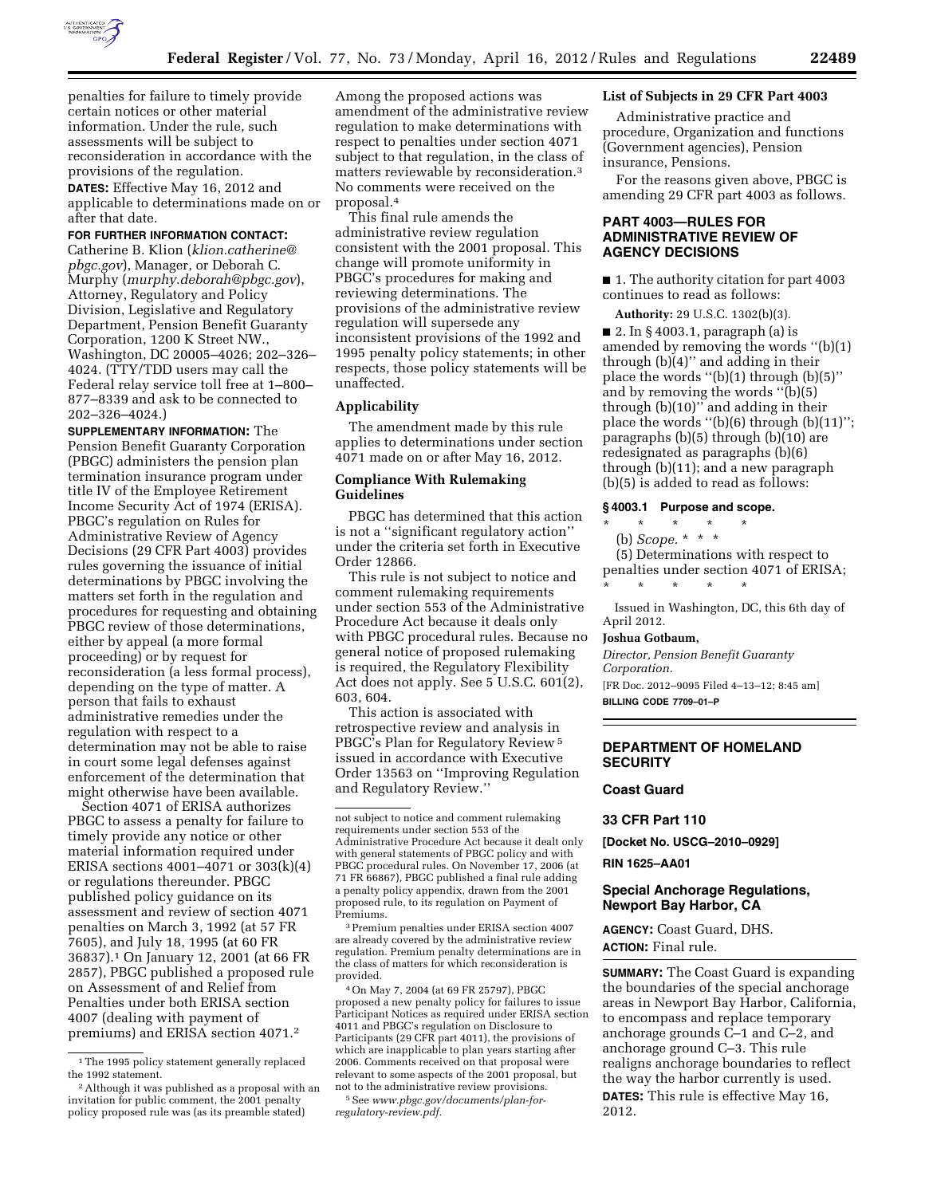penalties for failure to timely provide certain notices or other material information. Under the rule, such assessments will be subject to reconsideration in accordance with the provisions of the regulation.

**DATES:** Effective May 16, 2012 and applicable to determinations made on or after that date.

**FOR FURTHER INFORMATION CONTACT:** Catherine B. Klion (*klion.catherine@pbgc.gov*), Manager, or Deborah C. Murphy (*murphy.deborah@pbgc.gov*), Attorney, Regulatory and Policy Division, Legislative and Regulatory Department, Pension Benefit Guaranty Corporation, 1200 K Street NW., Washington, DC 20005–4026; 202–326–4024. (TTY/TDD users may call the Federal relay service toll free at 1–800–877–8339 and ask to be connected to 202–326–4024.)

**SUPPLEMENTARY INFORMATION:** The Pension Benefit Guaranty Corporation (PBGC) administers the pension plan termination insurance program under title IV of the Employee Retirement Income Security Act of 1974 (ERISA). PBGC's regulation on Rules for Administrative Review of Agency Decisions (29 CFR Part 4003) provides rules governing the issuance of initial determinations by PBGC involving the matters set forth in the regulation and procedures for requesting and obtaining PBGC review of those determinations, either by appeal (a more formal proceeding) or by request for reconsideration (a less formal process), depending on the type of matter. A person that fails to exhaust administrative remedies under the regulation with respect to a determination may not be able to raise in court some legal defenses against enforcement of the determination that might otherwise have been available.

Section 4071 of ERISA authorizes PBGC to assess a penalty for failure to timely provide any notice or other material information required under ERISA sections 4001–4071 or 303(k)(4) or regulations thereunder. PBGC published policy guidance on its assessment and review of section 4071 penalties on March 3, 1992 (at 57 FR 7605), and July 18, 1995 (at 60 FR 36837).[1] On January 12, 2001 (at 66 FR 2857), PBGC published a proposed rule on Assessment of and Relief from Penalties under both ERISA section 4007 (dealing with payment of premiums) and ERISA section 4071.[2] Among the proposed actions was amendment of the administrative review regulation to make determinations with respect to penalties under section 4071 subject to that regulation, in the class of matters reviewable by reconsideration.[3] No comments were received on the proposal.[4]

This final rule amends the administrative review regulation consistent with the 2001 proposal. This change will promote uniformity in PBGC's procedures for making and reviewing determinations. The provisions of the administrative review regulation will supersede any inconsistent provisions of the 1992 and 1995 penalty policy statements; in other respects, those policy statements will be unaffected.

## Applicability

The amendment made by this rule applies to determinations under section 4071 made on or after May 16, 2012.

## Compliance With Rulemaking Guidelines

PBGC has determined that this action is not a "significant regulatory action" under the criteria set forth in Executive Order 12866.

This rule is not subject to notice and comment rulemaking requirements under section 553 of the Administrative Procedure Act because it deals only with PBGC procedural rules. Because no general notice of proposed rulemaking is required, the Regulatory Flexibility Act does not apply. See 5 U.S.C. 601(2), 603, 604.

This action is associated with retrospective review and analysis in PBGC's Plan for Regulatory Review[5] issued in accordance with Executive Order 13563 on "Improving Regulation and Regulatory Review."

[1] The 1995 policy statement generally replaced the 1992 statement.

[2] Although it was published as a proposal with an invitation for public comment, the 2001 penalty policy proposed rule was (as its preamble stated) not subject to notice and comment rulemaking requirements under section 553 of the Administrative Procedure Act because it dealt only with general statements of PBGC policy and with PBGC procedural rules. On November 17, 2006 (at 71 FR 66867), PBGC published a final rule adding a penalty policy appendix, drawn from the 2001 proposed rule, to its regulation on Payment of Premiums.

[3] Premium penalties under ERISA section 4007 are already covered by the administrative review regulation. Premium penalty determinations are in the class of matters for which reconsideration is provided.

[4] On May 7, 2004 (at 69 FR 25797), PBGC proposed a new penalty policy for failures to issue Participant Notices as required under ERISA section 4011 and PBGC's regulation on Disclosure to Participants (29 CFR part 4011), the provisions of which are inapplicable to plan years starting after 2006. Comments received on that proposal were relevant to some aspects of the 2001 proposal, but not to the administrative review provisions.

[5] See *www.pbgc.gov/documents/plan-for-regulatory-review.pdf.*

## List of Subjects in 29 CFR Part 4003

Administrative practice and procedure, Organization and functions (Government agencies), Pension insurance, Pensions.

For the reasons given above, PBGC is amending 29 CFR part 4003 as follows.

## PART 4003—RULES FOR ADMINISTRATIVE REVIEW OF AGENCY DECISIONS

■ 1. The authority citation for part 4003 continues to read as follows:

**Authority:** 29 U.S.C. 1302(b)(3).

■ 2. In § 4003.1, paragraph (a) is amended by removing the words "(b)(1) through (b)(4)" and adding in their place the words "(b)(1) through (b)(5)" and by removing the words "(b)(5) through (b)(10)" and adding in their place the words "(b)(6) through (b)(11)"; paragraphs (b)(5) through (b)(10) are redesignated as paragraphs (b)(6) through (b)(11); and a new paragraph (b)(5) is added to read as follows:

### § 4003.1 Purpose and scope.

\* \* \* \* \*

(b) *Scope.* \* \* \*

(5) Determinations with respect to penalties under section 4071 of ERISA;

\* \* \* \* \*

Issued in Washington, DC, this 6th day of April 2012.

**Joshua Gotbaum,**

*Director, Pension Benefit Guaranty Corporation.*

[FR Doc. 2012–9095 Filed 4–13–12; 8:45 am]

**BILLING CODE 7709–01–P**

---

## DEPARTMENT OF HOMELAND SECURITY

### Coast Guard

### 33 CFR Part 110

**[Docket No. USCG–2010–0929]**

**RIN 1625–AA01**

## Special Anchorage Regulations, Newport Bay Harbor, CA

**AGENCY:** Coast Guard, DHS.

**ACTION:** Final rule.

**SUMMARY:** The Coast Guard is expanding the boundaries of the special anchorage areas in Newport Bay Harbor, California, to encompass and replace temporary anchorage grounds C–1 and C–2, and anchorage ground C–3. This rule realigns anchorage boundaries to reflect the way the harbor currently is used.

**DATES:** This rule is effective May 16, 2012.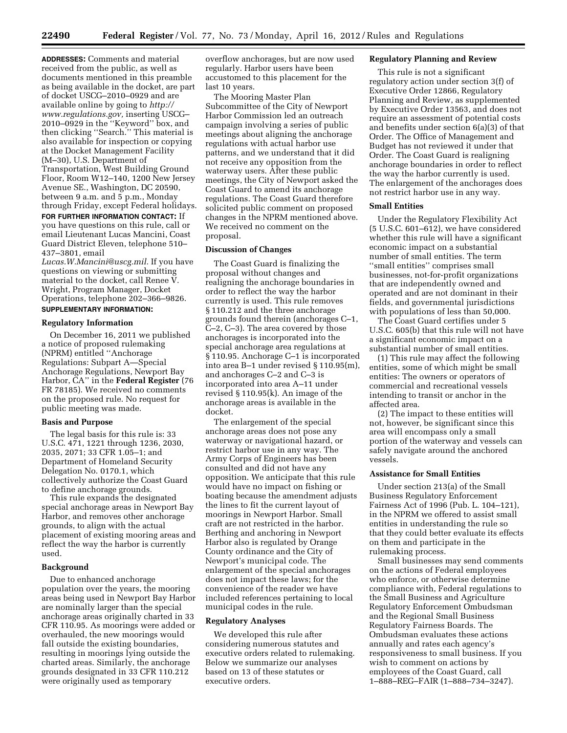**ADDRESSES:** Comments and material received from the public, as well as documents mentioned in this preamble as being available in the docket, are part of docket USCG–2010–0929 and are available online by going to *http://www.regulations.gov,* inserting USCG–2010–0929 in the ''Keyword'' box, and then clicking ''Search.'' This material is also available for inspection or copying at the Docket Management Facility (M–30), U.S. Department of Transportation, West Building Ground Floor, Room W12–140, 1200 New Jersey Avenue SE., Washington, DC 20590, between 9 a.m. and 5 p.m., Monday through Friday, except Federal holidays.

**FOR FURTHER INFORMATION CONTACT:** If you have questions on this rule, call or email Lieutenant Lucas Mancini, Coast Guard District Eleven, telephone 510–437–3801, email *Lucas.W.Mancini@uscg.mil.* If you have questions on viewing or submitting material to the docket, call Renee V. Wright, Program Manager, Docket Operations, telephone 202–366–9826.

**SUPPLEMENTARY INFORMATION:**

## Regulatory Information

On December 16, 2011 we published a notice of proposed rulemaking (NPRM) entitled ''Anchorage Regulations: Subpart A—Special Anchorage Regulations, Newport Bay Harbor, CA'' in the **Federal Register** (76 FR 78185). We received no comments on the proposed rule. No request for public meeting was made.

## Basis and Purpose

The legal basis for this rule is: 33 U.S.C. 471, 1221 through 1236, 2030, 2035, 2071; 33 CFR 1.05–1; and Department of Homeland Security Delegation No. 0170.1, which collectively authorize the Coast Guard to define anchorage grounds.

This rule expands the designated special anchorage areas in Newport Bay Harbor, and removes other anchorage grounds, to align with the actual placement of existing mooring areas and reflect the way the harbor is currently used.

## Background

Due to enhanced anchorage population over the years, the mooring areas being used in Newport Bay Harbor are nominally larger than the special anchorage areas originally charted in 33 CFR 110.95. As moorings were added or overhauled, the new moorings would fall outside the existing boundaries, resulting in moorings lying outside the charted areas. Similarly, the anchorage grounds designated in 33 CFR 110.212 were originally used as temporary overflow anchorages, but are now used regularly. Harbor users have been accustomed to this placement for the last 10 years.

The Mooring Master Plan Subcommittee of the City of Newport Harbor Commission led an outreach campaign involving a series of public meetings about aligning the anchorage regulations with actual harbor use patterns, and we understand that it did not receive any opposition from the waterway users. After these public meetings, the City of Newport asked the Coast Guard to amend its anchorage regulations. The Coast Guard therefore solicited public comment on proposed changes in the NPRM mentioned above. We received no comment on the proposal.

## Discussion of Changes

The Coast Guard is finalizing the proposal without changes and realigning the anchorage boundaries in order to reflect the way the harbor currently is used. This rule removes § 110.212 and the three anchorage grounds found therein (anchorages C–1, C–2, C–3). The area covered by those anchorages is incorporated into the special anchorage area regulations at § 110.95. Anchorage C–1 is incorporated into area B–1 under revised § 110.95(m), and anchorages C–2 and C–3 is incorporated into area A–11 under revised § 110.95(k). An image of the anchorage areas is available in the docket.

The enlargement of the special anchorage areas does not pose any waterway or navigational hazard, or restrict harbor use in any way. The Army Corps of Engineers has been consulted and did not have any opposition. We anticipate that this rule would have no impact on fishing or boating because the amendment adjusts the lines to fit the current layout of moorings in Newport Harbor. Small craft are not restricted in the harbor. Berthing and anchoring in Newport Harbor also is regulated by Orange County ordinance and the City of Newport's municipal code. The enlargement of the special anchorages does not impact these laws; for the convenience of the reader we have included references pertaining to local municipal codes in the rule.

## Regulatory Analyses

We developed this rule after considering numerous statutes and executive orders related to rulemaking. Below we summarize our analyses based on 13 of these statutes or executive orders.

### Regulatory Planning and Review

This rule is not a significant regulatory action under section 3(f) of Executive Order 12866, Regulatory Planning and Review, as supplemented by Executive Order 13563, and does not require an assessment of potential costs and benefits under section 6(a)(3) of that Order. The Office of Management and Budget has not reviewed it under that Order. The Coast Guard is realigning anchorage boundaries in order to reflect the way the harbor currently is used. The enlargement of the anchorages does not restrict harbor use in any way.

### Small Entities

Under the Regulatory Flexibility Act (5 U.S.C. 601–612), we have considered whether this rule will have a significant economic impact on a substantial number of small entities. The term ''small entities'' comprises small businesses, not-for-profit organizations that are independently owned and operated and are not dominant in their fields, and governmental jurisdictions with populations of less than 50,000.

The Coast Guard certifies under 5 U.S.C. 605(b) that this rule will not have a significant economic impact on a substantial number of small entities.

(1) This rule may affect the following entities, some of which might be small entities: The owners or operators of commercial and recreational vessels intending to transit or anchor in the affected area.

(2) The impact to these entities will not, however, be significant since this area will encompass only a small portion of the waterway and vessels can safely navigate around the anchored vessels.

### Assistance for Small Entities

Under section 213(a) of the Small Business Regulatory Enforcement Fairness Act of 1996 (Pub. L. 104–121), in the NPRM we offered to assist small entities in understanding the rule so that they could better evaluate its effects on them and participate in the rulemaking process.

Small businesses may send comments on the actions of Federal employees who enforce, or otherwise determine compliance with, Federal regulations to the Small Business and Agriculture Regulatory Enforcement Ombudsman and the Regional Small Business Regulatory Fairness Boards. The Ombudsman evaluates these actions annually and rates each agency's responsiveness to small business. If you wish to comment on actions by employees of the Coast Guard, call 1–888–REG–FAIR (1–888–734–3247).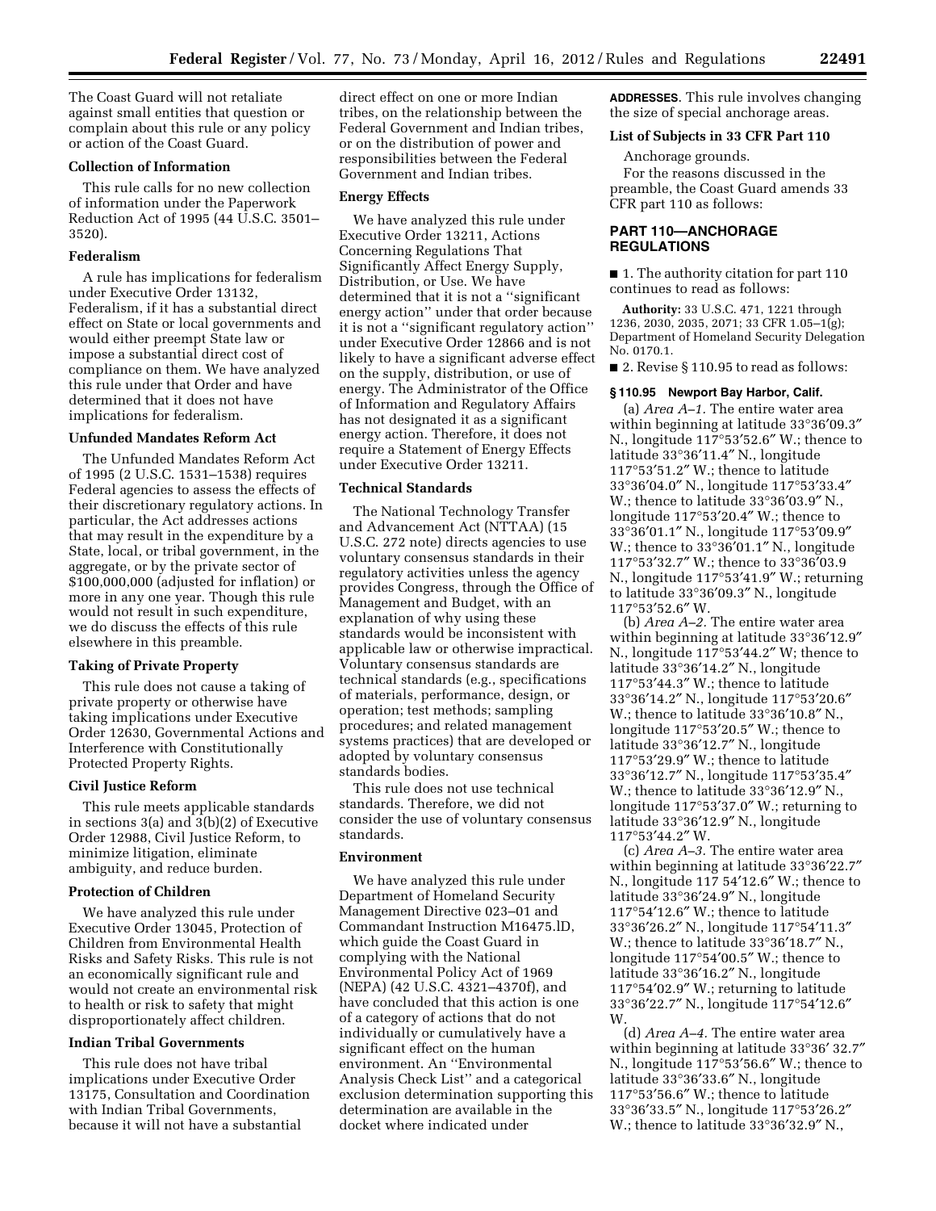The Coast Guard will not retaliate against small entities that question or complain about this rule or any policy or action of the Coast Guard.

### Collection of Information

This rule calls for no new collection of information under the Paperwork Reduction Act of 1995 (44 U.S.C. 3501–3520).

### Federalism

A rule has implications for federalism under Executive Order 13132, Federalism, if it has a substantial direct effect on State or local governments and would either preempt State law or impose a substantial direct cost of compliance on them. We have analyzed this rule under that Order and have determined that it does not have implications for federalism.

### Unfunded Mandates Reform Act

The Unfunded Mandates Reform Act of 1995 (2 U.S.C. 1531–1538) requires Federal agencies to assess the effects of their discretionary regulatory actions. In particular, the Act addresses actions that may result in the expenditure by a State, local, or tribal government, in the aggregate, or by the private sector of $100,000,000 (adjusted for inflation) or more in any one year. Though this rule would not result in such expenditure, we do discuss the effects of this rule elsewhere in this preamble.

### Taking of Private Property

This rule does not cause a taking of private property or otherwise have taking implications under Executive Order 12630, Governmental Actions and Interference with Constitutionally Protected Property Rights.

### Civil Justice Reform

This rule meets applicable standards in sections 3(a) and 3(b)(2) of Executive Order 12988, Civil Justice Reform, to minimize litigation, eliminate ambiguity, and reduce burden.

### Protection of Children

We have analyzed this rule under Executive Order 13045, Protection of Children from Environmental Health Risks and Safety Risks. This rule is not an economically significant rule and would not create an environmental risk to health or risk to safety that might disproportionately affect children.

### Indian Tribal Governments

This rule does not have tribal implications under Executive Order 13175, Consultation and Coordination with Indian Tribal Governments, because it will not have a substantial direct effect on one or more Indian tribes, on the relationship between the Federal Government and Indian tribes, or on the distribution of power and responsibilities between the Federal Government and Indian tribes.

### Energy Effects

We have analyzed this rule under Executive Order 13211, Actions Concerning Regulations That Significantly Affect Energy Supply, Distribution, or Use. We have determined that it is not a ''significant energy action'' under that order because it is not a ''significant regulatory action'' under Executive Order 12866 and is not likely to have a significant adverse effect on the supply, distribution, or use of energy. The Administrator of the Office of Information and Regulatory Affairs has not designated it as a significant energy action. Therefore, it does not require a Statement of Energy Effects under Executive Order 13211.

### Technical Standards

The National Technology Transfer and Advancement Act (NTTAA) (15 U.S.C. 272 note) directs agencies to use voluntary consensus standards in their regulatory activities unless the agency provides Congress, through the Office of Management and Budget, with an explanation of why using these standards would be inconsistent with applicable law or otherwise impractical. Voluntary consensus standards are technical standards (e.g., specifications of materials, performance, design, or operation; test methods; sampling procedures; and related management systems practices) that are developed or adopted by voluntary consensus standards bodies.

This rule does not use technical standards. Therefore, we did not consider the use of voluntary consensus standards.

### Environment

We have analyzed this rule under Department of Homeland Security Management Directive 023–01 and Commandant Instruction M16475.lD, which guide the Coast Guard in complying with the National Environmental Policy Act of 1969 (NEPA) (42 U.S.C. 4321–4370f), and have concluded that this action is one of a category of actions that do not individually or cumulatively have a significant effect on the human environment. An ''Environmental Analysis Check List'' and a categorical exclusion determination supporting this determination are available in the docket where indicated under **ADDRESSES**. This rule involves changing the size of special anchorage areas.

### List of Subjects in 33 CFR Part 110

Anchorage grounds.

For the reasons discussed in the preamble, the Coast Guard amends 33 CFR part 110 as follows:

## PART 110—ANCHORAGE REGULATIONS

■ 1. The authority citation for part 110 continues to read as follows:

**Authority:** 33 U.S.C. 471, 1221 through 1236, 2030, 2035, 2071; 33 CFR 1.05–1(g); Department of Homeland Security Delegation No. 0170.1.

■ 2. Revise § 110.95 to read as follows:

**§ 110.95 Newport Bay Harbor, Calif.**

(a) *Area A–1.* The entire water area within beginning at latitude 33°36′09.3″ N., longitude 117°53′52.6″ W.; thence to latitude 33°36′11.4″ N., longitude 117°53′51.2″ W.; thence to latitude 33°36′04.0″ N., longitude 117°53′33.4″ W.; thence to latitude 33°36′03.9″ N., longitude 117°53′20.4″ W.; thence to 33°36′01.1″ N., longitude 117°53′09.9″ W.; thence to 33°36′01.1″ N., longitude 117°53′32.7″ W.; thence to 33°36′03.9 N., longitude 117°53′41.9″ W.; returning to latitude 33°36′09.3″ N., longitude 117°53′52.6″ W.

(b) *Area A–2.* The entire water area within beginning at latitude 33°36′12.9″ N., longitude 117°53′44.2″ W; thence to latitude 33°36′14.2″ N., longitude 117°53′44.3″ W.; thence to latitude 33°36′14.2″ N., longitude 117°53′20.6″ W.; thence to latitude 33°36′10.8″ N., longitude 117°53′20.5″ W.; thence to latitude 33°36′12.7″ N., longitude 117°53′29.9″ W.; thence to latitude 33°36′12.7″ N., longitude 117°53′35.4″ W.; thence to latitude 33°36′12.9″ N., longitude 117°53′37.0″ W.; returning to latitude 33°36′12.9″ N., longitude 117°53′44.2″ W.

(c) *Area A–3.* The entire water area within beginning at latitude 33°36′22.7″ N., longitude 117 54′12.6″ W.; thence to latitude 33°36′24.9″ N., longitude 117°54′12.6″ W.; thence to latitude 33°36′26.2″ N., longitude 117°54′11.3″ W.; thence to latitude 33°36′18.7″ N., longitude 117°54′00.5″ W.; thence to latitude 33°36′16.2″ N., longitude 117°54′02.9″ W.; returning to latitude 33°36′22.7″ N., longitude 117°54′12.6″ W.

(d) *Area A–4.* The entire water area within beginning at latitude 33°36′ 32.7″ N., longitude 117°53′56.6″ W.; thence to latitude 33°36′33.6″ N., longitude 117°53′56.6″ W.; thence to latitude 33°36′33.5″ N., longitude 117°53′26.2″ W.; thence to latitude 33°36′32.9″ N.,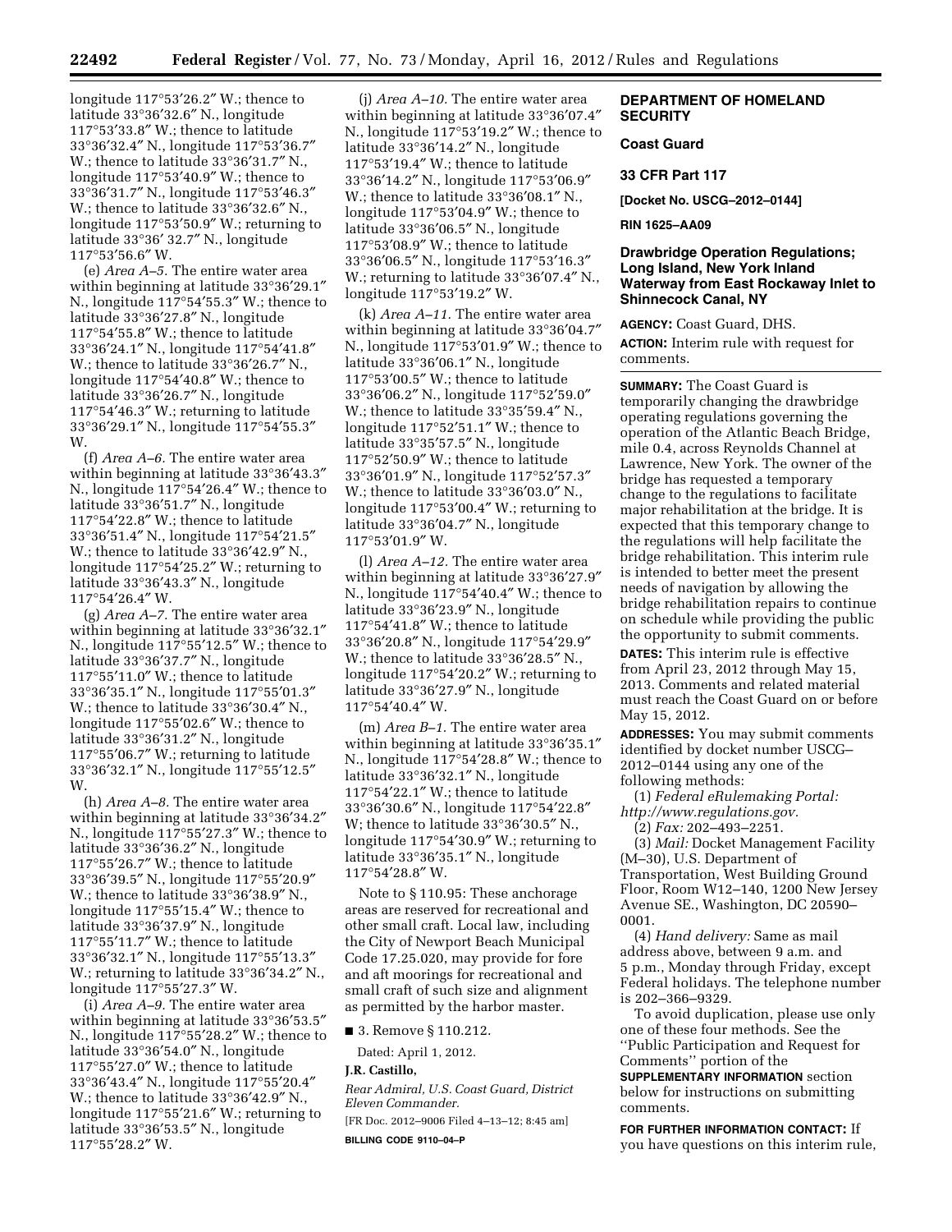longitude 117°53′26.2″ W.; thence to latitude 33°36′32.6″ N., longitude 117°53′33.8″ W.; thence to latitude 33°36′32.4″ N., longitude 117°53′36.7″ W.; thence to latitude 33°36′31.7″ N., longitude 117°53′40.9″ W.; thence to 33°36′31.7″ N., longitude 117°53′46.3″ W.; thence to latitude 33°36′32.6″ N., longitude 117°53′50.9″ W.; returning to latitude 33°36′ 32.7″ N., longitude 117°53′56.6″ W.

(e) *Area A–5.* The entire water area within beginning at latitude 33°36′29.1″ N., longitude 117°54′55.3″ W.; thence to latitude 33°36′27.8″ N., longitude 117°54′55.8″ W.; thence to latitude 33°36′24.1″ N., longitude 117°54′41.8″ W.; thence to latitude 33°36′26.7″ N., longitude 117°54′40.8″ W.; thence to latitude 33°36′26.7″ N., longitude 117°54′46.3″ W.; returning to latitude 33°36′29.1″ N., longitude 117°54′55.3″ W.

(f) *Area A–6.* The entire water area within beginning at latitude 33°36′43.3″ N., longitude 117°54′26.4″ W.; thence to latitude 33°36′51.7″ N., longitude 117°54′22.8″ W.; thence to latitude 33°36′51.4″ N., longitude 117°54′21.5″ W.; thence to latitude 33°36′42.9″ N., longitude 117°54′25.2″ W.; returning to latitude 33°36′43.3″ N., longitude 117°54′26.4″ W.

(g) *Area A–7.* The entire water area within beginning at latitude 33°36′32.1″ N., longitude 117°55′12.5″ W.; thence to latitude 33°36′37.7″ N., longitude 117°55′11.0″ W.; thence to latitude 33°36′35.1″ N., longitude 117°55′01.3″ W.; thence to latitude 33°36′30.4″ N., longitude 117°55′02.6″ W.; thence to latitude 33°36′31.2″ N., longitude 117°55′06.7″ W.; returning to latitude 33°36′32.1″ N., longitude 117°55′12.5″ W.

(h) *Area A–8.* The entire water area within beginning at latitude 33°36′34.2″ N., longitude 117°55′27.3″ W.; thence to latitude 33°36′36.2″ N., longitude 117°55′26.7″ W.; thence to latitude 33°36′39.5″ N., longitude 117°55′20.9″ W.; thence to latitude 33°36′38.9″ N., longitude 117°55′15.4″ W.; thence to latitude 33°36′37.9″ N., longitude 117°55′11.7″ W.; thence to latitude 33°36′32.1″ N., longitude 117°55′13.3″ W.; returning to latitude 33°36′34.2″ N., longitude 117°55′27.3″ W.

(i) *Area A–9.* The entire water area within beginning at latitude 33°36′53.5″ N., longitude 117°55′28.2″ W.; thence to latitude 33°36′54.0″ N., longitude 117°55′27.0″ W.; thence to latitude 33°36′43.4″ N., longitude 117°55′20.4″ W.; thence to latitude 33°36′42.9″ N., longitude 117°55′21.6″ W.; returning to latitude 33°36′53.5″ N., longitude 117°55′28.2″ W.

(j) *Area A–10.* The entire water area within beginning at latitude 33°36′07.4″ N., longitude 117°53′19.2″ W.; thence to latitude 33°36′14.2″ N., longitude 117°53′19.4″ W.; thence to latitude 33°36′14.2″ N., longitude 117°53′06.9″ W.; thence to latitude 33°36′08.1″ N., longitude 117°53′04.9″ W.; thence to latitude 33°36′06.5″ N., longitude 117°53′08.9″ W.; thence to latitude 33°36′06.5″ N., longitude 117°53′16.3″ W.; returning to latitude 33°36′07.4″ N., longitude 117°53′19.2″ W.

(k) *Area A–11.* The entire water area within beginning at latitude 33°36′04.7″ N., longitude 117°53′01.9″ W.; thence to latitude 33°36′06.1″ N., longitude 117°53′00.5″ W.; thence to latitude 33°36′06.2″ N., longitude 117°52′59.0″ W.; thence to latitude 33°35′59.4″ N., longitude 117°52′51.1″ W.; thence to latitude 33°35′57.5″ N., longitude 117°52′50.9″ W.; thence to latitude 33°36′01.9″ N., longitude 117°52′57.3″ W.; thence to latitude 33°36′03.0″ N., longitude 117°53′00.4″ W.; returning to latitude 33°36′04.7″ N., longitude 117°53′01.9″ W.

(l) *Area A–12.* The entire water area within beginning at latitude 33°36′27.9″ N., longitude 117°54′40.4″ W.; thence to latitude 33°36′23.9″ N., longitude 117°54′41.8″ W.; thence to latitude 33°36′20.8″ N., longitude 117°54′29.9″ W.; thence to latitude 33°36′28.5″ N., longitude 117°54′20.2″ W.; returning to latitude 33°36′27.9″ N., longitude 117°54′40.4″ W.

(m) *Area B–1.* The entire water area within beginning at latitude 33°36′35.1″ N., longitude 117°54′28.8″ W.; thence to latitude 33°36′32.1″ N., longitude 117°54′22.1″ W.; thence to latitude 33°36′30.6″ N., longitude 117°54′22.8″ W; thence to latitude 33°36′30.5″ N., longitude 117°54′30.9″ W.; returning to latitude 33°36′35.1″ N., longitude 117°54′28.8″ W.

Note to § 110.95: These anchorage areas are reserved for recreational and other small craft. Local law, including the City of Newport Beach Municipal Code 17.25.020, may provide for fore and aft moorings for recreational and small craft of such size and alignment as permitted by the harbor master.

■ 3. Remove § 110.212.

Dated: April 1, 2012.

**J.R. Castillo,**

*Rear Admiral, U.S. Coast Guard, District Eleven Commander.*

[FR Doc. 2012–9006 Filed 4–13–12; 8:45 am]

**BILLING CODE 9110–04–P**

## DEPARTMENT OF HOMELAND SECURITY

### Coast Guard

### 33 CFR Part 117

**[Docket No. USCG–2012–0144]**

**RIN 1625–AA09**

### Drawbridge Operation Regulations; Long Island, New York Inland Waterway from East Rockaway Inlet to Shinnecock Canal, NY

**AGENCY:** Coast Guard, DHS.

**ACTION:** Interim rule with request for comments.

**SUMMARY:** The Coast Guard is temporarily changing the drawbridge operating regulations governing the operation of the Atlantic Beach Bridge, mile 0.4, across Reynolds Channel at Lawrence, New York. The owner of the bridge has requested a temporary change to the regulations to facilitate major rehabilitation at the bridge. It is expected that this temporary change to the regulations will help facilitate the bridge rehabilitation. This interim rule is intended to better meet the present needs of navigation by allowing the bridge rehabilitation repairs to continue on schedule while providing the public the opportunity to submit comments.

**DATES:** This interim rule is effective from April 23, 2012 through May 15, 2013. Comments and related material must reach the Coast Guard on or before May 15, 2012.

**ADDRESSES:** You may submit comments identified by docket number USCG–2012–0144 using any one of the following methods:

(1) *Federal eRulemaking Portal: http://www.regulations.gov.*

(2) *Fax:* 202–493–2251.

(3) *Mail:* Docket Management Facility (M–30), U.S. Department of Transportation, West Building Ground Floor, Room W12–140, 1200 New Jersey Avenue SE., Washington, DC 20590–0001.

(4) *Hand delivery:* Same as mail address above, between 9 a.m. and 5 p.m., Monday through Friday, except Federal holidays. The telephone number is 202–366–9329.

To avoid duplication, please use only one of these four methods. See the "Public Participation and Request for Comments" portion of the **SUPPLEMENTARY INFORMATION** section below for instructions on submitting comments.

**FOR FURTHER INFORMATION CONTACT:** If you have questions on this interim rule,